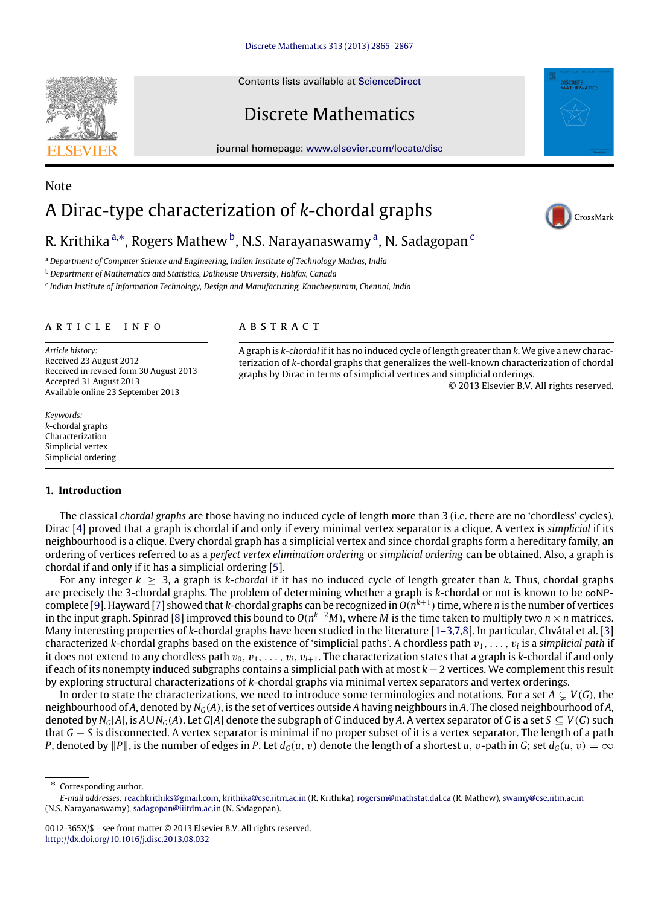Contents lists available at ScienceDirect

# Discrete Mathematics

journal homepage: www.elsevier.com/locate/disc

Note

# A Dirac-type characterization of $k$-chordal graphs

R. Krithika [a,*], Rogers Mathew [b], N.S. Narayanaswamy [a], N. Sadagopan [c]

[a] Department of Computer Science and Engineering, Indian Institute of Technology Madras, India

[b] Department of Mathematics and Statistics, Dalhousie University, Halifax, Canada

[c] Indian Institute of Information Technology, Design and Manufacturing, Kancheepuram, Chennai, India

**ARTICLE INFO**

*Article history:*
Received 23 August 2012
Received in revised form 30 August 2013
Accepted 31 August 2013
Available online 23 September 2013

*Keywords:*
$k$-chordal graphs
Characterization
Simplicial vertex
Simplicial ordering

**ABSTRACT**

A graph is *k-chordal* if it has no induced cycle of length greater than $k$. We give a new characterization of $k$-chordal graphs that generalizes the well-known characterization of chordal graphs by Dirac in terms of simplicial vertices and simplicial orderings.

© 2013 Elsevier B.V. All rights reserved.

## 1. Introduction

The classical *chordal graphs* are those having no induced cycle of length more than 3 (i.e. there are no 'chordless' cycles). Dirac [4] proved that a graph is chordal if and only if every minimal vertex separator is a clique. A vertex is *simplicial* if its neighbourhood is a clique. Every chordal graph has a simplicial vertex and since chordal graphs form a hereditary family, an ordering of vertices referred to as a *perfect vertex elimination ordering* or *simplicial ordering* can be obtained. Also, a graph is chordal if and only if it has a simplicial ordering [5].

For any integer $k \geq 3$, a graph is *k-chordal* if it has no induced cycle of length greater than $k$. Thus, chordal graphs are precisely the 3-chordal graphs. The problem of determining whether a graph is $k$-chordal or not is known to be coNP-complete [9]. Hayward [7] showed that $k$-chordal graphs can be recognized in $O(n^{k+1})$ time, where $n$ is the number of vertices in the input graph. Spinrad [8] improved this bound to $O(n^{k-2}M)$, where $M$ is the time taken to multiply two $n \times n$ matrices. Many interesting properties of $k$-chordal graphs have been studied in the literature [1–3,7,8]. In particular, Chvátal et al. [3] characterized $k$-chordal graphs based on the existence of 'simplicial paths'. A chordless $v_1, \ldots, v_i$ is a *simplicial path* if it does not extend to any chordless path $v_0, v_1, \ldots, v_i, v_{i+1}$. The characterization states that a graph is $k$-chordal if and only if each of its nonempty induced subgraphs contains a simplicial path with at most $k-2$ vertices. We complement this result by exploring structural characterizations of $k$-chordal graphs via minimal vertex separators and vertex orderings.

In order to state the characterizations, we need to introduce some terminologies and notations. For a set $A \subsetneq V(G)$, the neighbourhood of $A$, denoted by $N_G(A)$, is the set of vertices outside $A$ having neighbours in $A$. The closed neighbourhood of $A$, denoted by $N_G[A]$, is $A \cup N_G(A)$. Let $G[A]$ denote the subgraph of $G$ induced by $A$. A vertex separator of $G$ is a set $S \subseteq V(G)$ such that $G - S$ is disconnected. A vertex separator is minimal if no proper subset of it is a vertex separator. The length of a path $P$, denoted by $\|P\|$, is the number of edges in $P$. Let $d_G(u, v)$ denote the length of a shortest $u, v$-path in $G$; set $d_G(u, v) = \infty$

---

* Corresponding author.
*E-mail addresses:* reachkrithiks@gmail.com, krithika@cse.iitm.ac.in (R. Krithika), rogersm@mathstat.dal.ca (R. Mathew), swamy@cse.iitm.ac.in (N.S. Narayanaswamy), sadagopan@iiitdm.ac.in (N. Sadagopan).

0012-365X/$ – see front matter © 2013 Elsevier B.V. All rights reserved.
http://dx.doi.org/10.1016/j.disc.2013.08.032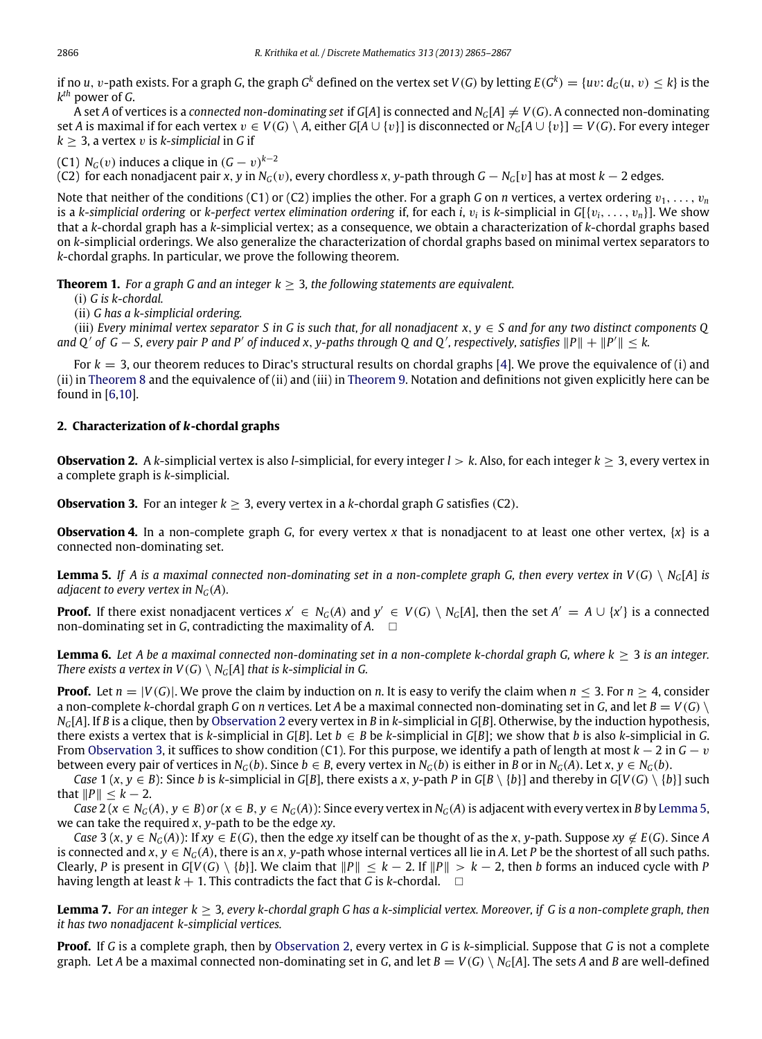if no $u, v$-path exists. For a graph $G$, the graph $G^k$ defined on the vertex set $V(G)$ by letting $E(G^k) = \{uv: d_G(u, v) \leq k\}$ is the $k^{th}$ power of $G$.

A set $A$ of vertices is a *connected non-dominating set* if $G[A]$ is connected and $N_G[A] \neq V(G)$. A connected non-dominating set $A$ is maximal if for each vertex $v \in V(G) \setminus A$, either $G[A \cup \{v\}]$ is disconnected or $N_G[A \cup \{v\}] = V(G)$. For every integer $k \geq 3$, a vertex $v$ is *k-simplicial* in $G$ if

(C1) $N_G(v)$ induces a clique in $(G - v)^{k-2}$

(C2) for each nonadjacent pair $x, y$ in $N_G(v)$, every chordless $x, y$-path through $G - N_G[v]$ has at most $k - 2$ edges.

Note that neither of the conditions (C1) or (C2) implies the other. For a graph $G$ on $n$ vertices, a vertex ordering $v_1, \ldots, v_n$ is a *k-simplicial ordering* or *k-perfect vertex elimination ordering* if, for each $i$, $v_i$ is $k$-simplicial in $G[\{v_i, \ldots, v_n\}]$. We show that a $k$-chordal graph has a $k$-simplicial vertex; as a consequence, we obtain a characterization of $k$-chordal graphs based on $k$-simplicial orderings. We also generalize the characterization of chordal graphs based on minimal vertex separators to $k$-chordal graphs. In particular, we prove the following theorem.

**Theorem 1.** *For a graph $G$ and an integer $k \geq 3$, the following statements are equivalent.*

(i) *$G$ is $k$-chordal.*

(ii) *$G$ has a $k$-simplicial ordering.*

(iii) *Every minimal vertex separator $S$ in $G$ is such that, for all nonadjacent $x, y \in S$ and for any two distinct components $Q$ and $Q'$ of $G - S$, every pair $P$ and $P'$ of induced $x, y$-paths through $Q$ and $Q'$, respectively, satisfies $\|P\| + \|P'\| \leq k$.*

For $k = 3$, our theorem reduces to Dirac's structural results on chordal graphs [4]. We prove the equivalence of (i) and (ii) in Theorem 8 and the equivalence of (ii) and (iii) in Theorem 9. Notation and definitions not given explicitly here can be found in [6,10].

## 2. Characterization of *k*-chordal graphs

**Observation 2.** A $k$-simplicial vertex is also $l$-simplicial, for every integer $l > k$. Also, for each integer $k \geq 3$, every vertex in a complete graph is $k$-simplicial.

**Observation 3.** For an integer $k \geq 3$, every vertex in a $k$-chordal graph $G$ satisfies (C2).

**Observation 4.** In a non-complete graph $G$, for every vertex $x$ that is nonadjacent to at least one other vertex, $\{x\}$ is a connected non-dominating set.

**Lemma 5.** *If $A$ is a maximal connected non-dominating set in a non-complete graph $G$, then every vertex in $V(G) \setminus N_G[A]$ is adjacent to every vertex in $N_G(A)$.*

**Proof.** If there exist nonadjacent vertices $x' \in N_G(A)$ and $y' \in V(G) \setminus N_G[A]$, then the set $A' = A \cup \{x'\}$ is a connected non-dominating set in $G$, contradicting the maximality of $A$. $\square$

**Lemma 6.** *Let $A$ be a maximal connected non-dominating set in a non-complete $k$-chordal graph $G$, where $k \geq 3$ is an integer. There exists a vertex in $V(G) \setminus N_G[A]$ that is $k$-simplicial in $G$.*

**Proof.** Let $n = |V(G)|$. We prove the claim by induction on $n$. It is easy to verify the claim when $n \leq 3$. For $n \geq 4$, consider a non-complete $k$-chordal graph $G$ on $n$ vertices. Let $A$ be a maximal connected non-dominating set in $G$, and let $B = V(G) \setminus N_G[A]$. If $B$ is a clique, then by Observation 2 every vertex in $B$ in $k$-simplicial in $G[B]$. Otherwise, by the induction hypothesis, there exists a vertex that is $k$-simplicial in $G[B]$. Let $b \in B$ be $k$-simplicial in $G[B]$; we show that $b$ is also $k$-simplicial in $G$. From Observation 3, it suffices to show condition (C1). For this purpose, we identify a path of length at most $k - 2$ in $G - v$ between every pair of vertices in $N_G(b)$. Since $b \in B$, every vertex in $N_G(b)$ is either in $B$ or in $N_G(A)$. Let $x, y \in N_G(b)$.

*Case* 1 ($x, y \in B$): Since $b$ is $k$-simplicial in $G[B]$, there exists a $x, y$-path $P$ in $G[B \setminus \{b\}]$ and thereby in $G[V(G) \setminus \{b\}]$ such that $\|P\| \leq k - 2$.

*Case* 2 ($x \in N_G(A)$, $y \in B$) *or* ($x \in B$, $y \in N_G(A)$): Since every vertex in $N_G(A)$ is adjacent with every vertex in $B$ by Lemma 5, we can take the required $x, y$-path to be the edge $xy$.

*Case* 3 ($x, y \in N_G(A)$): If $xy \in E(G)$, then the edge $xy$ itself can be thought of as the $x, y$-path. Suppose $xy \notin E(G)$. Since $A$ is connected and $x, y \in N_G(A)$, there is an $x, y$-path whose internal vertices all lie in $A$. Let $P$ be the shortest of all such paths. Clearly, $P$ is present in $G[V(G) \setminus \{b\}]$. We claim that $\|P\| \leq k - 2$. If $\|P\| > k - 2$, then $b$ forms an induced cycle with $P$ having length at least $k + 1$. This contradicts the fact that $G$ is $k$-chordal. $\square$

**Lemma 7.** *For an integer $k \geq 3$, every $k$-chordal graph $G$ has a $k$-simplicial vertex. Moreover, if $G$ is a non-complete graph, then it has two nonadjacent $k$-simplicial vertices.*

**Proof.** If $G$ is a complete graph, then by Observation 2, every vertex in $G$ is $k$-simplicial. Suppose that $G$ is not a complete graph. Let $A$ be a maximal connected non-dominating set in $G$, and let $B = V(G) \setminus N_G[A]$. The sets $A$ and $B$ are well-defined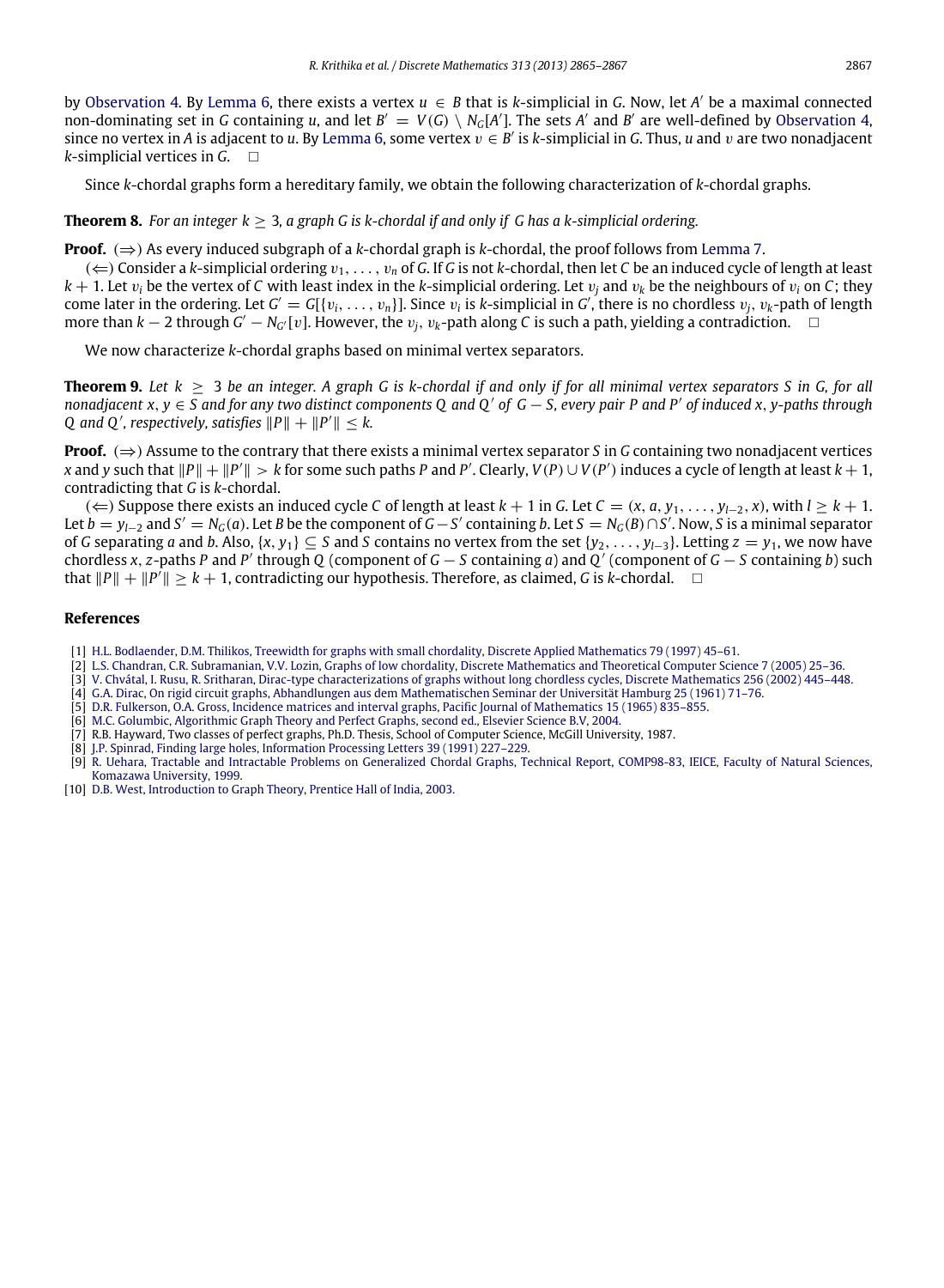by Observation 4. By Lemma 6, there exists a vertex $u \in B$ that is $k$-simplicial in $G$. Now, let $A'$ be a maximal connected non-dominating set in $G$ containing $u$, and let $B' = V(G) \setminus N_G[A']$. The sets $A'$ and $B'$ are well-defined by Observation 4, since no vertex in $A$ is adjacent to $u$. By Lemma 6, some vertex $v \in B'$ is $k$-simplicial in $G$. Thus, $u$ and $v$ are two nonadjacent $k$-simplicial vertices in $G$. □

Since $k$-chordal graphs form a hereditary family, we obtain the following characterization of $k$-chordal graphs.

**Theorem 8.** *For an integer $k \geq 3$, a graph $G$ is $k$-chordal if and only if $G$ has a $k$-simplicial ordering.*

**Proof.** ($\Rightarrow$) As every induced subgraph of a $k$-chordal graph is $k$-chordal, the proof follows from Lemma 7.

($\Leftarrow$) Consider a $k$-simplicial ordering $v_1, \ldots, v_n$ of $G$. If $G$ is not $k$-chordal, then let $C$ be an induced cycle of length at least $k + 1$. Let $v_i$ be the vertex of $C$ with least index in the $k$-simplicial ordering. Let $v_j$ and $v_k$ be the neighbours of $v_i$ on $C$; they come later in the ordering. Let $G' = G[\{v_i, \ldots, v_n\}]$. Since $v_i$ is $k$-simplicial in $G'$, there is no chordless $v_j, v_k$-path of length more than $k - 2$ through $G' - N_{G'}[v]$. However, the $v_j, v_k$-path along $C$ is such a path, yielding a contradiction. □

We now characterize $k$-chordal graphs based on minimal vertex separators.

**Theorem 9.** *Let $k \geq 3$ be an integer. A graph $G$ is $k$-chordal if and only if for all minimal vertex separators $S$ in $G$, for all nonadjacent $x, y \in S$ and for any two distinct components $Q$ and $Q'$ of $G - S$, every pair $P$ and $P'$ of induced $x, y$-paths through $Q$ and $Q'$, respectively, satisfies $\|P\| + \|P'\| \leq k$.*

**Proof.** ($\Rightarrow$) Assume to the contrary that there exists a minimal vertex separator $S$ in $G$ containing two nonadjacent vertices $x$ and $y$ such that $\|P\| + \|P'\| > k$ for some such paths $P$ and $P'$. Clearly, $V(P) \cup V(P')$ induces a cycle of length at least $k + 1$, contradicting that $G$ is $k$-chordal.

($\Leftarrow$) Suppose there exists an induced cycle $C$ of length at least $k + 1$ in $G$. Let $C = (x, a, y_1, \ldots, y_{l-2}, x)$, with $l \geq k + 1$. Let $b = y_{l-2}$ and $S' = N_G(a)$. Let $B$ be the component of $G - S'$ containing $b$. Let $S = N_G(B) \cap S'$. Now, $S$ is a minimal separator of $G$ separating $a$ and $b$. Also, $\{x, y_1\} \subseteq S$ and $S$ contains no vertex from the set $\{y_2, \ldots, y_{l-3}\}$. Letting $z = y_1$, we now have chordless $x, z$-paths $P$ and $P'$ through $Q$ (component of $G - S$ containing $a$) and $Q'$ (component of $G - S$ containing $b$) such that $\|P\| + \|P'\| \geq k + 1$, contradicting our hypothesis. Therefore, as claimed, $G$ is $k$-chordal. □

## References

[1] H.L. Bodlaender, D.M. Thilikos, Treewidth for graphs with small chordality, Discrete Applied Mathematics 79 (1997) 45–61.

[2] L.S. Chandran, C.R. Subramanian, V.V. Lozin, Graphs of low chordality, Discrete Mathematics and Theoretical Computer Science 7 (2005) 25–36.

[3] V. Chvátal, I. Rusu, R. Sritharan, Dirac-type characterizations of graphs without long chordless cycles, Discrete Mathematics 256 (2002) 445–448.

[4] G.A. Dirac, On rigid circuit graphs, Abhandlungen aus dem Mathematischen Seminar der Universität Hamburg 25 (1961) 71–76.

[5] D.R. Fulkerson, O.A. Gross, Incidence matrices and interval graphs, Pacific Journal of Mathematics 15 (1965) 835–855.

[6] M.C. Golumbic, Algorithmic Graph Theory and Perfect Graphs, second ed., Elsevier Science B.V, 2004.

[7] R.B. Hayward, Two classes of perfect graphs, Ph.D. Thesis, School of Computer Science, McGill University, 1987.

[8] J.P. Spinrad, Finding large holes, Information Processing Letters 39 (1991) 227–229.

[9] R. Uehara, Tractable and Intractable Problems on Generalized Chordal Graphs, Technical Report, COMP98-83, IEICE, Faculty of Natural Sciences, Komazawa University, 1999.

[10] D.B. West, Introduction to Graph Theory, Prentice Hall of India, 2003.